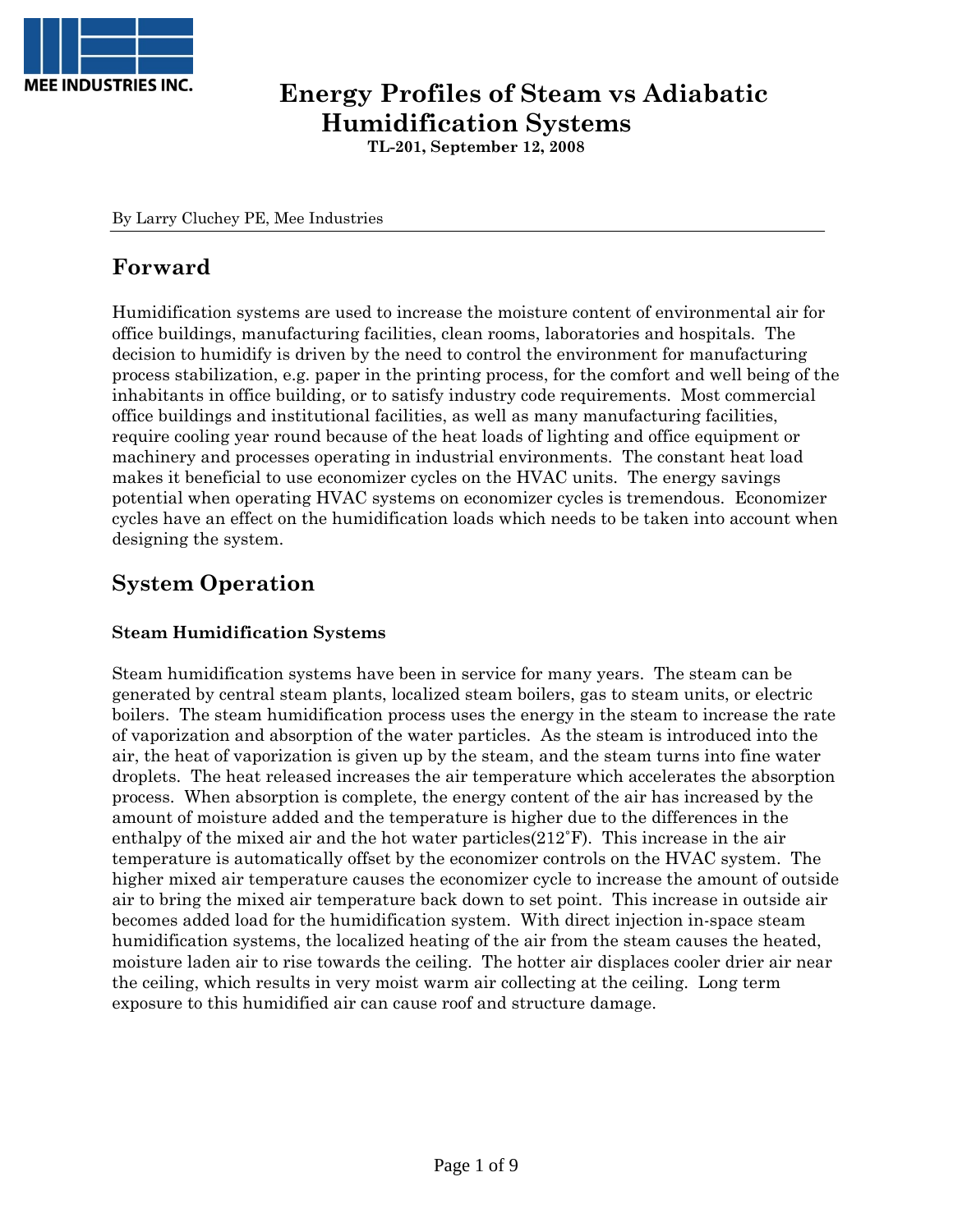MEE INDUSTRIES INC.

# Energy Profiles of Steam vs Adiabatic Humidification Systems

**TL-201, September 12, 2008**

By Larry Cluchey PE, Mee Industries

## Forward

Humidification systems are used to increase the moisture content of environmental air for office buildings, manufacturing facilities, clean rooms, laboratories and hospitals. The decision to humidify is driven by the need to control the environment for manufacturing process stabilization, e.g. paper in the printing process, for the comfort and well being of the inhabitants in office building, or to satisfy industry code requirements. Most commercial office buildings and institutional facilities, as well as many manufacturing facilities, require cooling year round because of the heat loads of lighting and office equipment or machinery and processes operating in industrial environments. The constant heat load makes it beneficial to use economizer cycles on the HVAC units. The energy savings potential when operating HVAC systems on economizer cycles is tremendous. Economizer cycles have an effect on the humidification loads which needs to be taken into account when designing the system.

## System Operation

### Steam Humidification Systems

Steam humidification systems have been in service for many years. The steam can be generated by central steam plants, localized steam boilers, gas to steam units, or electric boilers. The steam humidification process uses the energy in the steam to increase the rate of vaporization and absorption of the water particles. As the steam is introduced into the air, the heat of vaporization is given up by the steam, and the steam turns into fine water droplets. The heat released increases the air temperature which accelerates the absorption process. When absorption is complete, the energy content of the air has increased by the amount of moisture added and the temperature is higher due to the differences in the enthalpy of the mixed air and the hot water particles(212˚F). This increase in the air temperature is automatically offset by the economizer controls on the HVAC system. The higher mixed air temperature causes the economizer cycle to increase the amount of outside air to bring the mixed air temperature back down to set point. This increase in outside air becomes added load for the humidification system. With direct injection in-space steam humidification systems, the localized heating of the air from the steam causes the heated, moisture laden air to rise towards the ceiling. The hotter air displaces cooler drier air near the ceiling, which results in very moist warm air collecting at the ceiling. Long term exposure to this humidified air can cause roof and structure damage.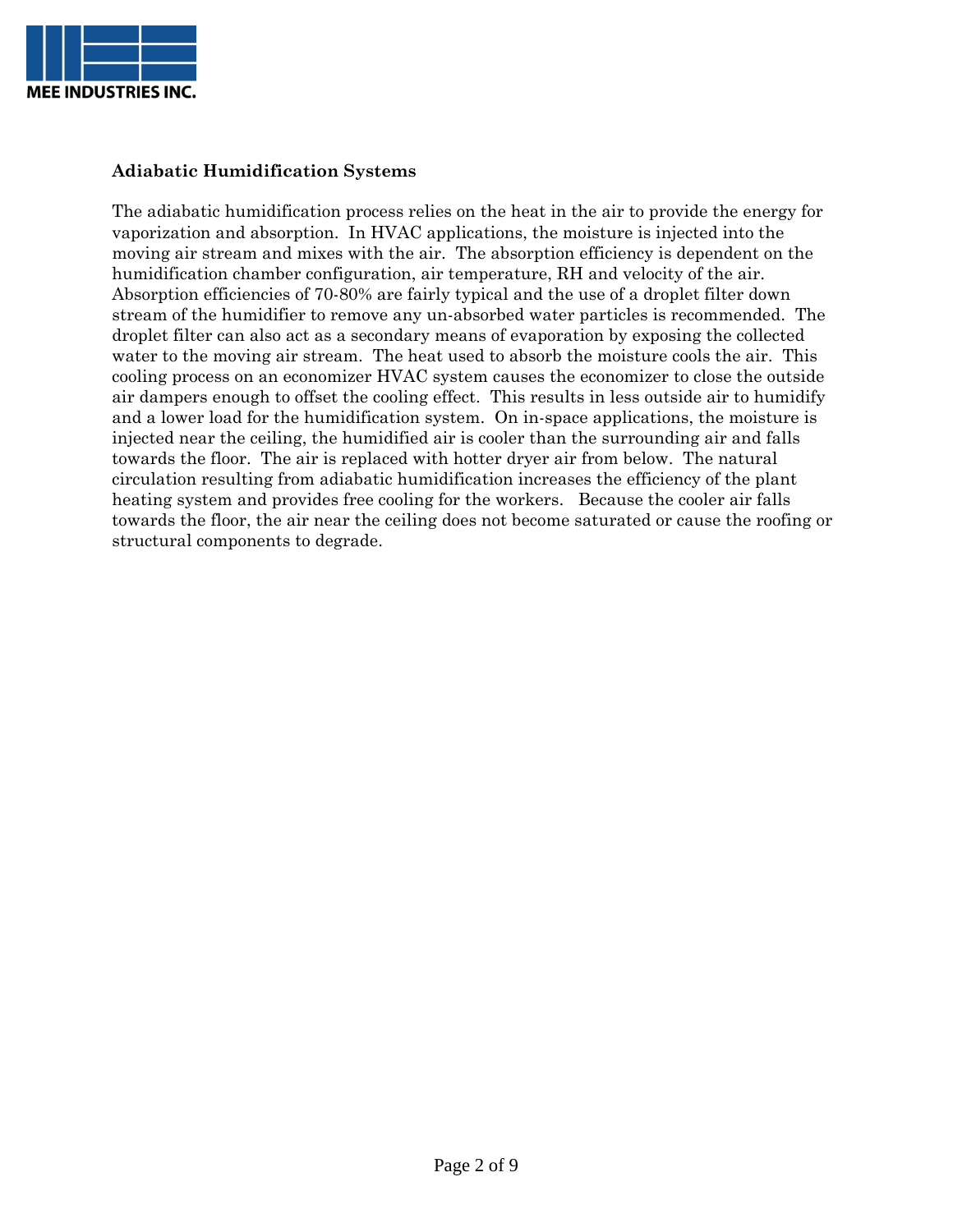## Adiabatic Humidification Systems

The adiabatic humidification process relies on the heat in the air to provide the energy for vaporization and absorption. In HVAC applications, the moisture is injected into the moving air stream and mixes with the air. The absorption efficiency is dependent on the humidification chamber configuration, air temperature, RH and velocity of the air. Absorption efficiencies of 70-80% are fairly typical and the use of a droplet filter down stream of the humidifier to remove any un-absorbed water particles is recommended. The droplet filter can also act as a secondary means of evaporation by exposing the collected water to the moving air stream. The heat used to absorb the moisture cools the air. This cooling process on an economizer HVAC system causes the economizer to close the outside air dampers enough to offset the cooling effect. This results in less outside air to humidify and a lower load for the humidification system. On in-space applications, the moisture is injected near the ceiling, the humidified air is cooler than the surrounding air and falls towards the floor. The air is replaced with hotter dryer air from below. The natural circulation resulting from adiabatic humidification increases the efficiency of the plant heating system and provides free cooling for the workers. Because the cooler air falls towards the floor, the air near the ceiling does not become saturated or cause the roofing or structural components to degrade.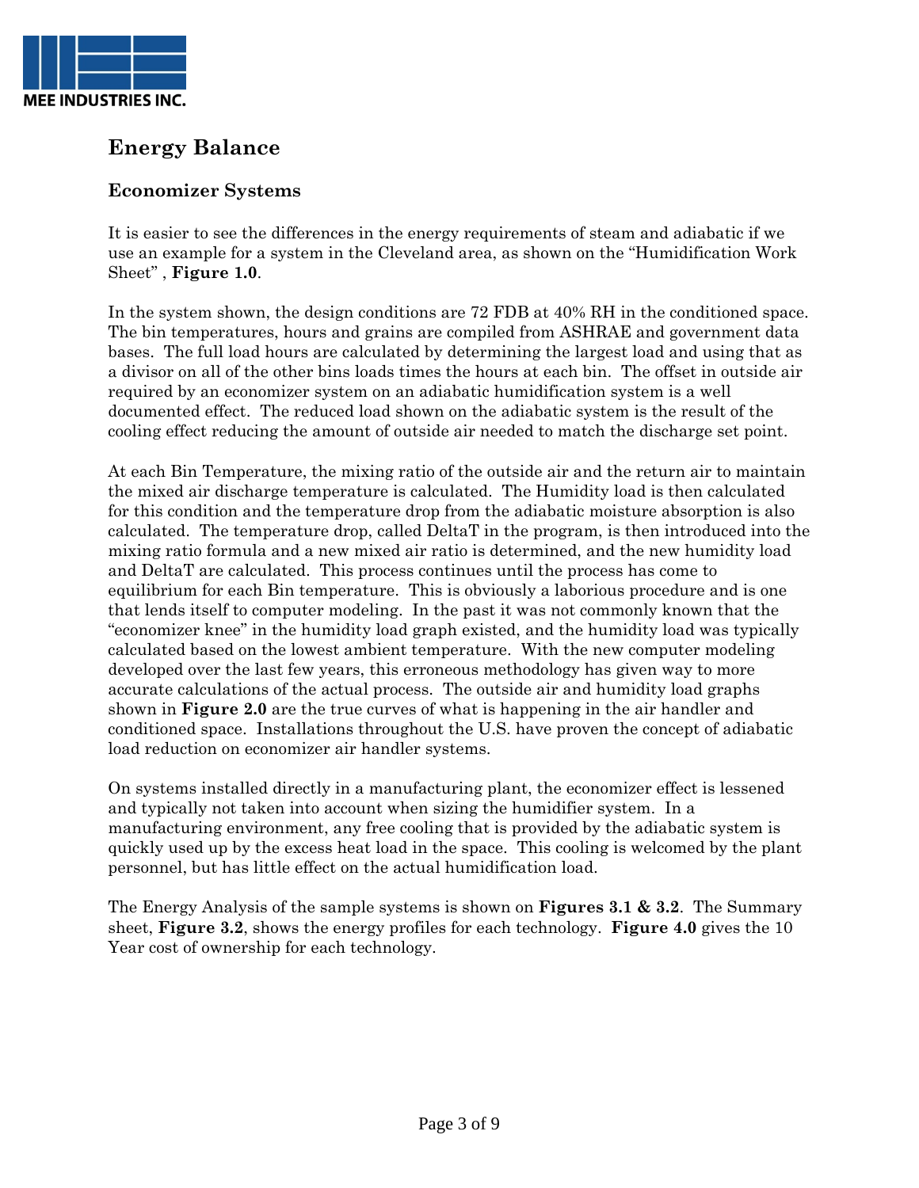# Energy Balance

## Economizer Systems

It is easier to see the differences in the energy requirements of steam and adiabatic if we use an example for a system in the Cleveland area, as shown on the "Humidification Work Sheet" , **Figure 1.0**.

In the system shown, the design conditions are 72 FDB at 40% RH in the conditioned space. The bin temperatures, hours and grains are compiled from ASHRAE and government data bases. The full load hours are calculated by determining the largest load and using that as a divisor on all of the other bins loads times the hours at each bin. The offset in outside air required by an economizer system on an adiabatic humidification system is a well documented effect. The reduced load shown on the adiabatic system is the result of the cooling effect reducing the amount of outside air needed to match the discharge set point.

At each Bin Temperature, the mixing ratio of the outside air and the return air to maintain the mixed air discharge temperature is calculated. The Humidity load is then calculated for this condition and the temperature drop from the adiabatic moisture absorption is also calculated. The temperature drop, called DeltaT in the program, is then introduced into the mixing ratio formula and a new mixed air ratio is determined, and the new humidity load and DeltaT are calculated. This process continues until the process has come to equilibrium for each Bin temperature. This is obviously a laborious procedure and is one that lends itself to computer modeling. In the past it was not commonly known that the "economizer knee" in the humidity load graph existed, and the humidity load was typically calculated based on the lowest ambient temperature. With the new computer modeling developed over the last few years, this erroneous methodology has given way to more accurate calculations of the actual process. The outside air and humidity load graphs shown in **Figure 2.0** are the true curves of what is happening in the air handler and conditioned space. Installations throughout the U.S. have proven the concept of adiabatic load reduction on economizer air handler systems.

On systems installed directly in a manufacturing plant, the economizer effect is lessened and typically not taken into account when sizing the humidifier system. In a manufacturing environment, any free cooling that is provided by the adiabatic system is quickly used up by the excess heat load in the space. This cooling is welcomed by the plant personnel, but has little effect on the actual humidification load.

The Energy Analysis of the sample systems is shown on **Figures 3.1 & 3.2**. The Summary sheet, **Figure 3.2**, shows the energy profiles for each technology. **Figure 4.0** gives the 10 Year cost of ownership for each technology.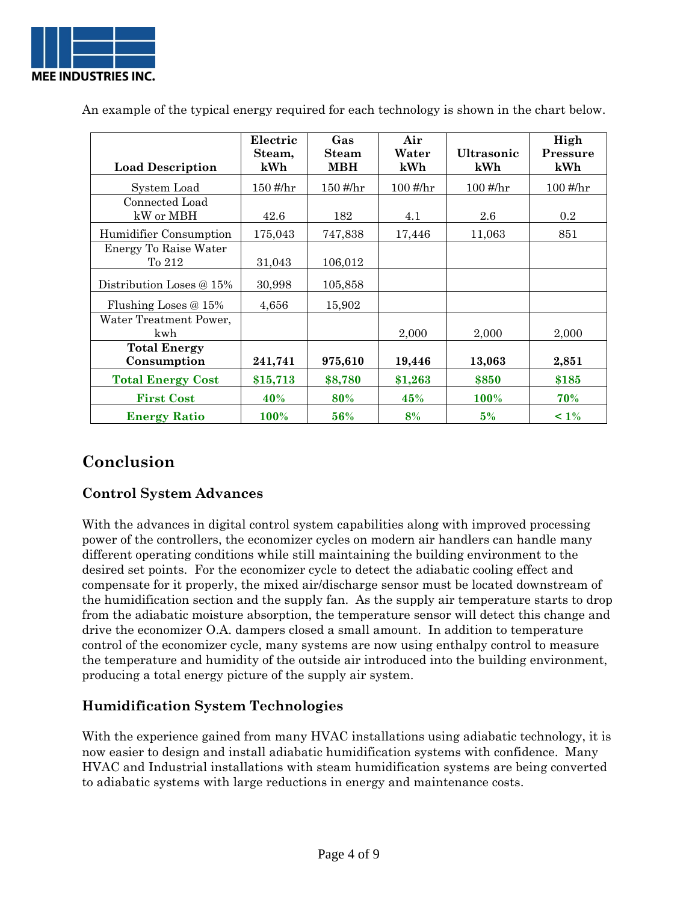An example of the typical energy required for each technology is shown in the chart below.

| Load Description | Electric Steam, kWh | Gas Steam MBH | Air Water kWh | Ultrasonic kWh | High Pressure kWh |
|---|---|---|---|---|---|
| System Load | 150 #/hr | 150 #/hr | 100 #/hr | 100 #/hr | 100 #/hr |
| Connected Load kW or MBH | 42.6 | 182 | 4.1 | 2.6 | 0.2 |
| Humidifier Consumption | 175,043 | 747,838 | 17,446 | 11,063 | 851 |
| Energy To Raise Water To 212 | 31,043 | 106,012 | | | |
| Distribution Loses @ 15% | 30,998 | 105,858 | | | |
| Flushing Loses @ 15% | 4,656 | 15,902 | | | |
| Water Treatment Power, kwh | | | 2,000 | 2,000 | 2,000 |
| **Total Energy Consumption** | **241,741** | **975,610** | **19,446** | **13,063** | **2,851** |
| **Total Energy Cost** | **$15,713** | **$8,780** | **$1,263** | **$850** | **$185** |
| **First Cost** | **40%** | **80%** | **45%** | **100%** | **70%** |
| **Energy Ratio** | **100%** | **56%** | **8%** | **5%** | **< 1%** |

## Conclusion

### Control System Advances

With the advances in digital control system capabilities along with improved processing power of the controllers, the economizer cycles on modern air handlers can handle many different operating conditions while still maintaining the building environment to the desired set points. For the economizer cycle to detect the adiabatic cooling effect and compensate for it properly, the mixed air/discharge sensor must be located downstream of the humidification section and the supply fan. As the supply air temperature starts to drop from the adiabatic moisture absorption, the temperature sensor will detect this change and drive the economizer O.A. dampers closed a small amount. In addition to temperature control of the economizer cycle, many systems are now using enthalpy control to measure the temperature and humidity of the outside air introduced into the building environment, producing a total energy picture of the supply air system.

### Humidification System Technologies

With the experience gained from many HVAC installations using adiabatic technology, it is now easier to design and install adiabatic humidification systems with confidence. Many HVAC and Industrial installations with steam humidification systems are being converted to adiabatic systems with large reductions in energy and maintenance costs.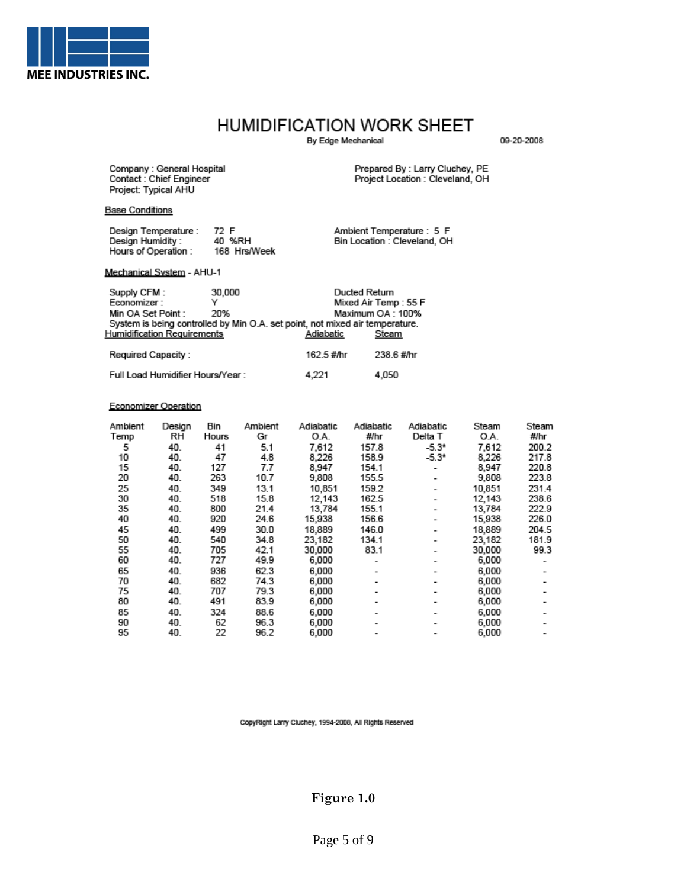MEE INDUSTRIES INC.

# HUMIDIFICATION WORK SHEET

By Edge Mechanical

09-20-2008

Company : General Hospital
Contact : Chief Engineer
Project: Typical AHU

Prepared By : Larry Cluchey, PE
Project Location : Cleveland, OH

## Base Conditions

Design Temperature : 72 F
Design Humidity : 40 %RH
Hours of Operation : 168 Hrs/Week

Ambient Temperature : 5 F
Bin Location : Cleveland, OH

## Mechanical System - AHU-1

Supply CFM : 30,000
Economizer : Y
Min OA Set Point : 20%

Ducted Return
Mixed Air Temp : 55 F
Maximum OA : 100%

System is being controlled by Min O.A. set point, not mixed air temperature.

## Humidification Requirements

| | Adiabatic | Steam |
|---|---|---|
| Required Capacity : | 162.5 #/hr | 238.6 #/hr |
| Full Load Humidifier Hours/Year : | 4,221 | 4,050 |

## Economizer Operation

| Ambient Temp | Design RH | Bin Hours | Ambient Gr | Adiabatic O.A. | Adiabatic #/hr | Adiabatic Delta T | Steam O.A. | Steam #/hr |
|---|---|---|---|---|---|---|---|---|
| 5 | 40. | 41 | 5.1 | 7,612 | 157.8 | -5.3* | 7,612 | 200.2 |
| 10 | 40. | 47 | 4.8 | 8,226 | 158.9 | -5.3* | 8,226 | 217.8 |
| 15 | 40. | 127 | 7.7 | 8,947 | 154.1 | - | 8,947 | 220.8 |
| 20 | 40. | 263 | 10.7 | 9,808 | 155.5 | - | 9,808 | 223.8 |
| 25 | 40. | 349 | 13.1 | 10,851 | 159.2 | - | 10,851 | 231.4 |
| 30 | 40. | 518 | 15.8 | 12,143 | 162.5 | - | 12,143 | 238.6 |
| 35 | 40. | 800 | 21.4 | 13,784 | 155.1 | - | 13,784 | 222.9 |
| 40 | 40. | 920 | 24.6 | 15,938 | 156.6 | - | 15,938 | 226.0 |
| 45 | 40. | 499 | 30.0 | 18,889 | 146.0 | - | 18,889 | 204.5 |
| 50 | 40. | 540 | 34.8 | 23,182 | 134.1 | - | 23,182 | 181.9 |
| 55 | 40. | 705 | 42.1 | 30,000 | 83.1 | - | 30,000 | 99.3 |
| 60 | 40. | 727 | 49.9 | 6,000 | - | - | 6,000 | - |
| 65 | 40. | 936 | 62.3 | 6,000 | - | - | 6,000 | - |
| 70 | 40. | 682 | 74.3 | 6,000 | - | - | 6,000 | - |
| 75 | 40. | 707 | 79.3 | 6,000 | - | - | 6,000 | - |
| 80 | 40. | 491 | 83.9 | 6,000 | - | - | 6,000 | - |
| 85 | 40. | 324 | 88.6 | 6,000 | - | - | 6,000 | - |
| 90 | 40. | 62 | 96.3 | 6,000 | - | - | 6,000 | - |
| 95 | 40. | 22 | 96.2 | 6,000 | - | - | 6,000 | - |

CopyRight Larry Cluchey, 1994-2008, All Rights Reserved

**Figure 1.0**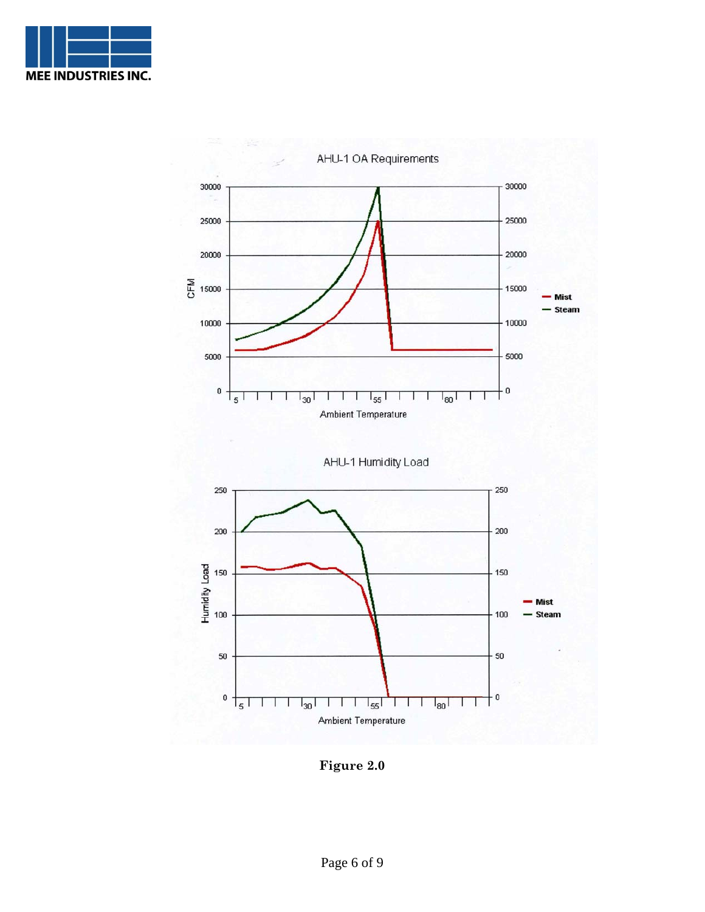**Figure 2.0**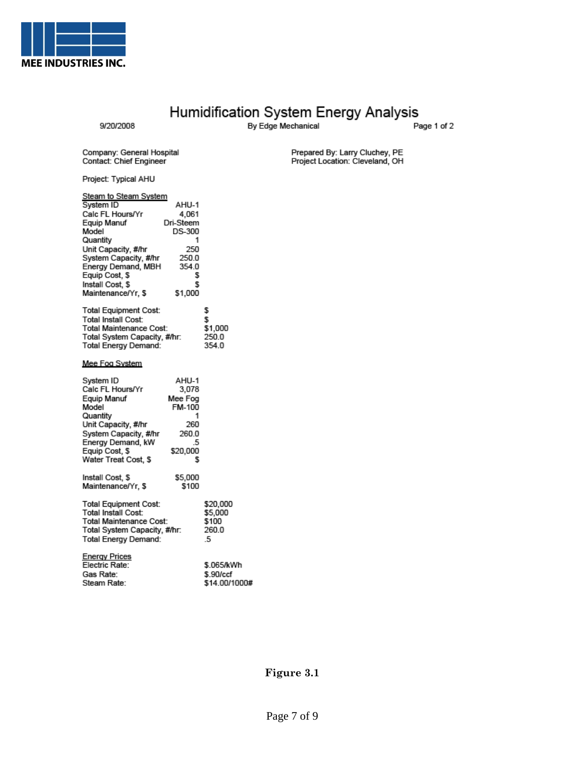MEE INDUSTRIES INC.

# Humidification System Energy Analysis

9/20/2008 — By Edge Mechanical — Page 1 of 2

Company: General Hospital
Contact: Chief Engineer

Prepared By: Larry Cluchey, PE
Project Location: Cleveland, OH

Project: Typical AHU

### Steam to Steam System

| | |
|---|---|
| System ID | AHU-1 |
| Calc FL Hours/Yr | 4,061 |
| Equip Manuf | Dri-Steem |
| Model | DS-300 |
| Quantity | 1 |
| Unit Capacity, #/hr | 250 |
| System Capacity, #/hr | 250.0 |
| Energy Demand, MBH | 354.0 |
| Equip Cost, $ | $ |
| Install Cost, $ | $ |
| Maintenance/Yr, $ | $1,000 |

| | |
|---|---|
| Total Equipment Cost: | $ |
| Total Install Cost: | $ |
| Total Maintenance Cost: | $1,000 |
| Total System Capacity, #/hr: | 250.0 |
| Total Energy Demand: | 354.0 |

### Mee Fog System

| | |
|---|---|
| System ID | AHU-1 |
| Calc FL Hours/Yr | 3,078 |
| Equip Manuf | Mee Fog |
| Model | FM-100 |
| Quantity | 1 |
| Unit Capacity, #/hr | 260 |
| System Capacity, #/hr | 260.0 |
| Energy Demand, kW | .5 |
| Equip Cost, $ | $20,000 |
| Water Treat Cost, $ | $ |
| Install Cost, $ | $5,000 |
| Maintenance/Yr, $ | $100 |

| | |
|---|---|
| Total Equipment Cost: | $20,000 |
| Total Install Cost: | $5,000 |
| Total Maintenance Cost: | $100 |
| Total System Capacity, #/hr: | 260.0 |
| Total Energy Demand: | .5 |

### Energy Prices

| | |
|---|---|
| Electric Rate: | $.065/kWh |
| Gas Rate: | $.90/ccf |
| Steam Rate: | $14.00/1000# |

**Figure 3.1**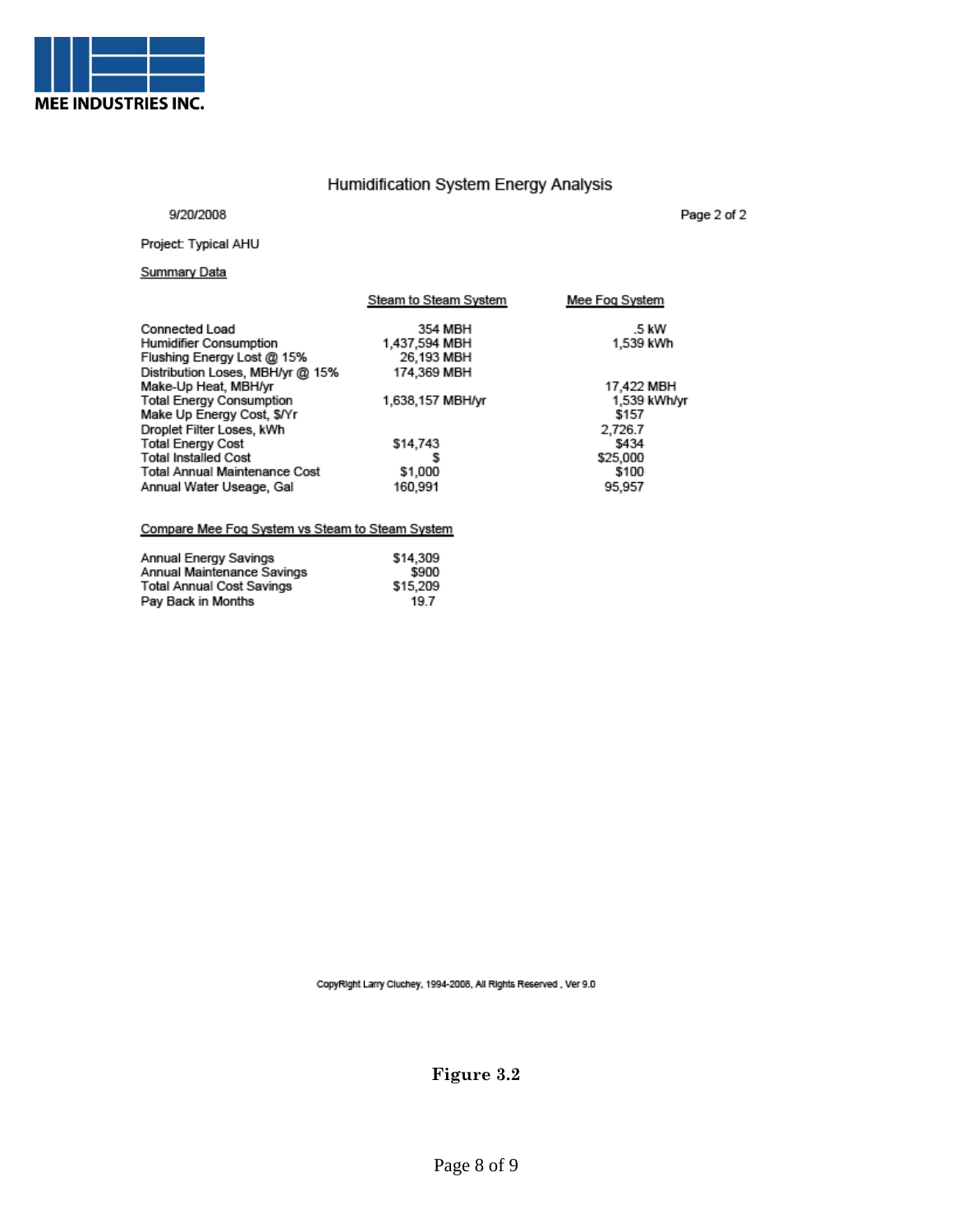**MEE INDUSTRIES INC.**

## Humidification System Energy Analysis

9/20/2008

Page 2 of 2

Project: Typical AHU

Summary Data

| | Steam to Steam System | Mee Fog System |
|---|---|---|
| Connected Load | 354 MBH | .5 kW |
| Humidifier Consumption | 1,437,594 MBH | 1,539 kWh |
| Flushing Energy Lost @ 15% | 26,193 MBH | |
| Distribution Loses, MBH/yr @ 15% | 174,369 MBH | |
| Make-Up Heat, MBH/yr | | 17,422 MBH |
| Total Energy Consumption | 1,638,157 MBH/yr | 1,539 kWh/yr |
| Make Up Energy Cost, $/Yr | | $157 |
| Droplet Filter Loses, kWh | | 2,726.7 |
| Total Energy Cost | $14,743 | $434 |
| Total Installed Cost | $ | $25,000 |
| Total Annual Maintenance Cost | $1,000 | $100 |
| Annual Water Useage, Gal | 160,991 | 95,957 |

Compare Mee Fog System vs Steam to Steam System

| | |
|---|---|
| Annual Energy Savings | $14,309 |
| Annual Maintenance Savings | $900 |
| Total Annual Cost Savings | $15,209 |
| Pay Back in Months | 19.7 |

CopyRight Larry Cluchey, 1994-2008, All Rights Reserved , Ver 9.0

**Figure 3.2**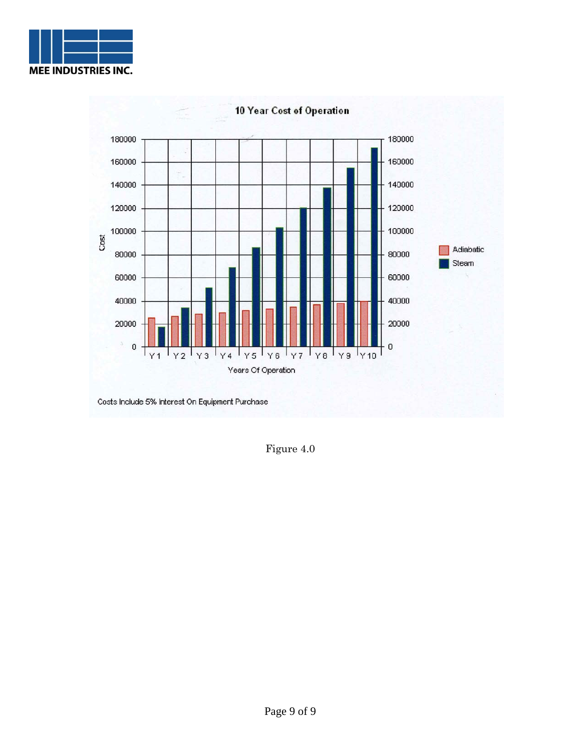MEE INDUSTRIES INC.

10 Year Cost of Operation

180000
160000
140000
120000
100000
80000
60000
40000
20000
0

Cost

Y1 Y2 Y3 Y4 Y5 Y6 Y7 Y8 Y9 Y10

Years Of Operation

Adiabatic
Steam

Costs Include 5% Interest On Equipment Purchase

Figure 4.0